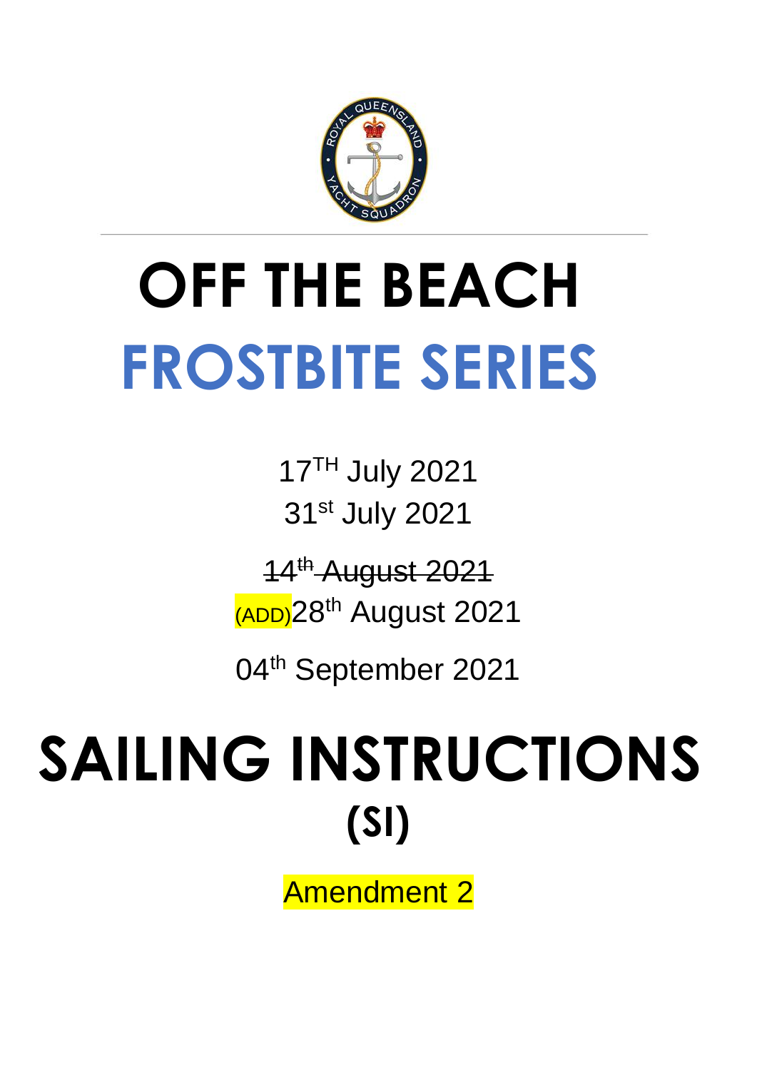# OFF THE BEACH

# FROSTBITE SERIES

17TH July 2021

31st July 2021

~~14th August 2021~~

(ADD)28th August 2021

04th September 2021

# SAILING INSTRUCTIONS (SI)

Amendment 2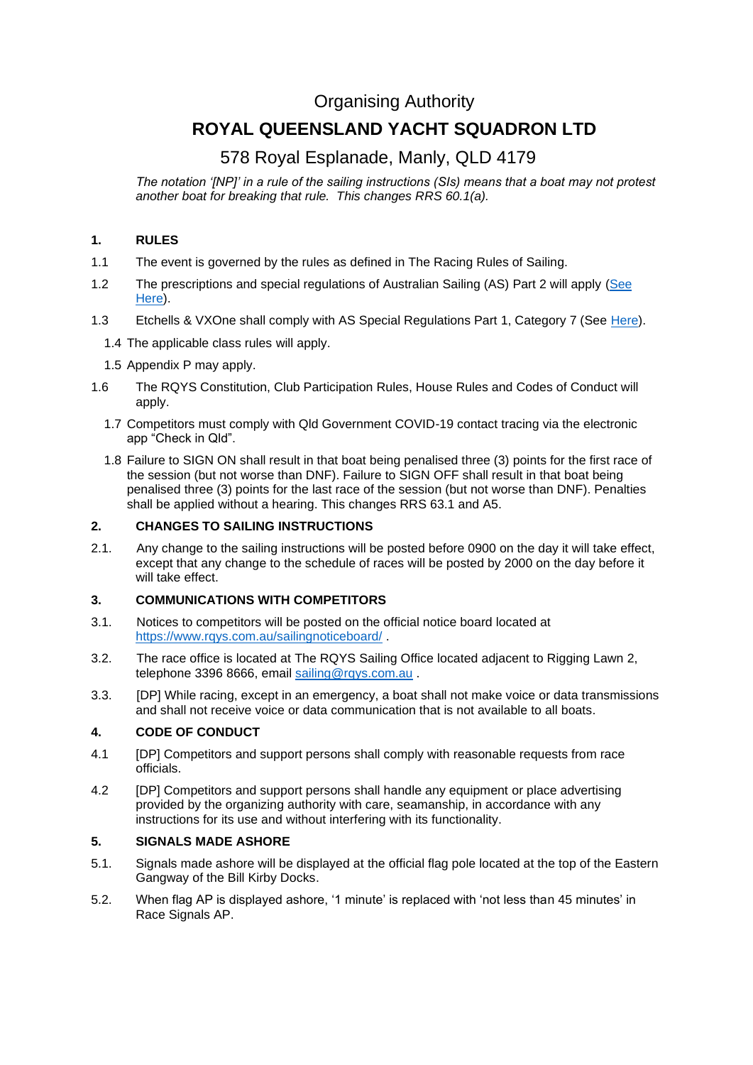Organising Authority

# ROYAL QUEENSLAND YACHT SQUADRON LTD

578 Royal Esplanade, Manly, QLD 4179

*The notation '[NP]' in a rule of the sailing instructions (SIs) means that a boat may not protest another boat for breaking that rule. This changes RRS 60.1(a).*

## 1. RULES

1.1 The event is governed by the rules as defined in The Racing Rules of Sailing.

1.2 The prescriptions and special regulations of Australian Sailing (AS) Part 2 will apply (See Here).

1.3 Etchells & VXOne shall comply with AS Special Regulations Part 1, Category 7 (See Here).

1.4 The applicable class rules will apply.

1.5 Appendix P may apply.

1.6 The RQYS Constitution, Club Participation Rules, House Rules and Codes of Conduct will apply.

1.7 Competitors must comply with Qld Government COVID-19 contact tracing via the electronic app "Check in Qld".

1.8 Failure to SIGN ON shall result in that boat being penalised three (3) points for the first race of the session (but not worse than DNF). Failure to SIGN OFF shall result in that boat being penalised three (3) points for the last race of the session (but not worse than DNF). Penalties shall be applied without a hearing. This changes RRS 63.1 and A5.

## 2. CHANGES TO SAILING INSTRUCTIONS

2.1. Any change to the sailing instructions will be posted before 0900 on the day it will take effect, except that any change to the schedule of races will be posted by 2000 on the day before it will take effect.

## 3. COMMUNICATIONS WITH COMPETITORS

3.1. Notices to competitors will be posted on the official notice board located at https://www.rqys.com.au/sailingnoticeboard/ .

3.2. The race office is located at The RQYS Sailing Office located adjacent to Rigging Lawn 2, telephone 3396 8666, email sailing@rqys.com.au .

3.3. [DP] While racing, except in an emergency, a boat shall not make voice or data transmissions and shall not receive voice or data communication that is not available to all boats.

## 4. CODE OF CONDUCT

4.1 [DP] Competitors and support persons shall comply with reasonable requests from race officials.

4.2 [DP] Competitors and support persons shall handle any equipment or place advertising provided by the organizing authority with care, seamanship, in accordance with any instructions for its use and without interfering with its functionality.

## 5. SIGNALS MADE ASHORE

5.1. Signals made ashore will be displayed at the official flag pole located at the top of the Eastern Gangway of the Bill Kirby Docks.

5.2. When flag AP is displayed ashore, '1 minute' is replaced with 'not less than 45 minutes' in Race Signals AP.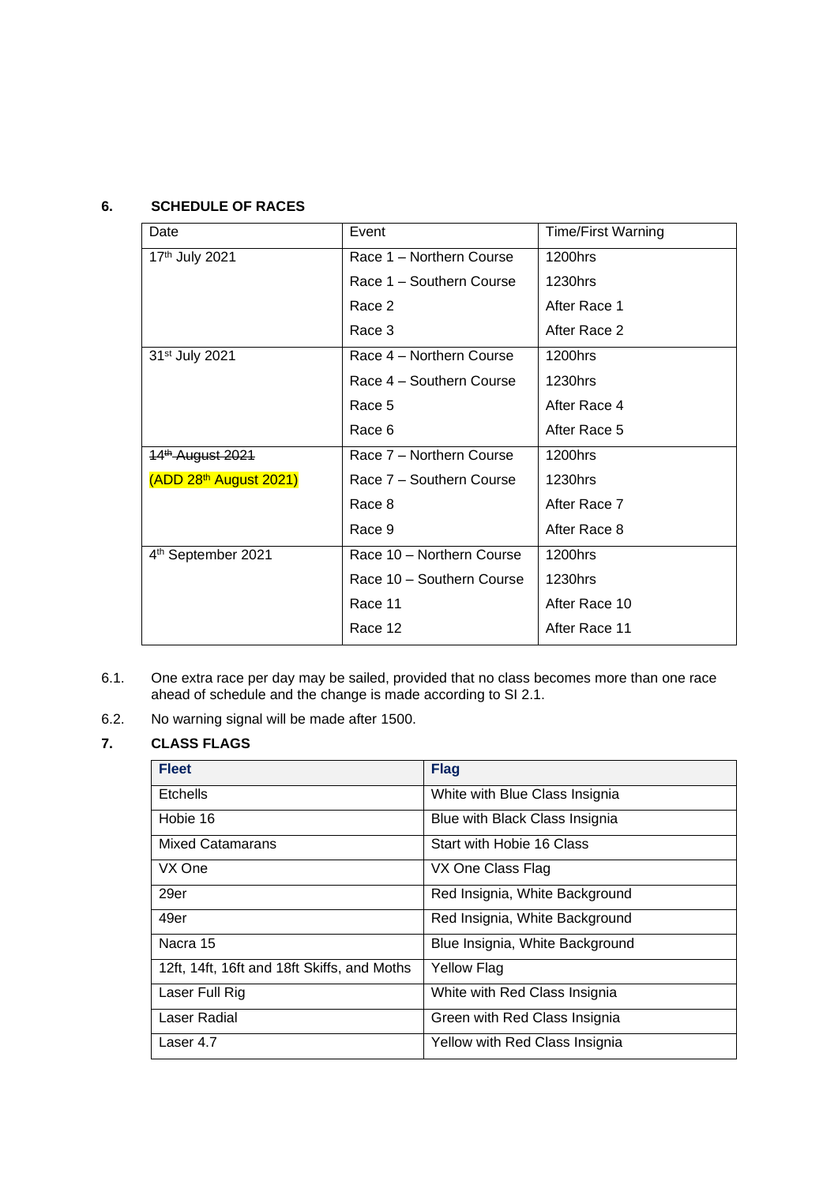## 6. SCHEDULE OF RACES

| Date | Event | Time/First Warning |
|---|---|---|
| 17th July 2021 | Race 1 – Northern Course | 1200hrs |
| | Race 1 – Southern Course | 1230hrs |
| | Race 2 | After Race 1 |
| | Race 3 | After Race 2 |
| 31st July 2021 | Race 4 – Northern Course | 1200hrs |
| | Race 4 – Southern Course | 1230hrs |
| | Race 5 | After Race 4 |
| | Race 6 | After Race 5 |
| ~~14th August 2021~~ | Race 7 – Northern Course | 1200hrs |
| (ADD 28th August 2021) | Race 7 – Southern Course | 1230hrs |
| | Race 8 | After Race 7 |
| | Race 9 | After Race 8 |
| 4th September 2021 | Race 10 – Northern Course | 1200hrs |
| | Race 10 – Southern Course | 1230hrs |
| | Race 11 | After Race 10 |
| | Race 12 | After Race 11 |

6.1. One extra race per day may be sailed, provided that no class becomes more than one race ahead of schedule and the change is made according to SI 2.1.

6.2. No warning signal will be made after 1500.

## 7. CLASS FLAGS

| Fleet | Flag |
|---|---|
| Etchells | White with Blue Class Insignia |
| Hobie 16 | Blue with Black Class Insignia |
| Mixed Catamarans | Start with Hobie 16 Class |
| VX One | VX One Class Flag |
| 29er | Red Insignia, White Background |
| 49er | Red Insignia, White Background |
| Nacra 15 | Blue Insignia, White Background |
| 12ft, 14ft, 16ft and 18ft Skiffs, and Moths | Yellow Flag |
| Laser Full Rig | White with Red Class Insignia |
| Laser Radial | Green with Red Class Insignia |
| Laser 4.7 | Yellow with Red Class Insignia |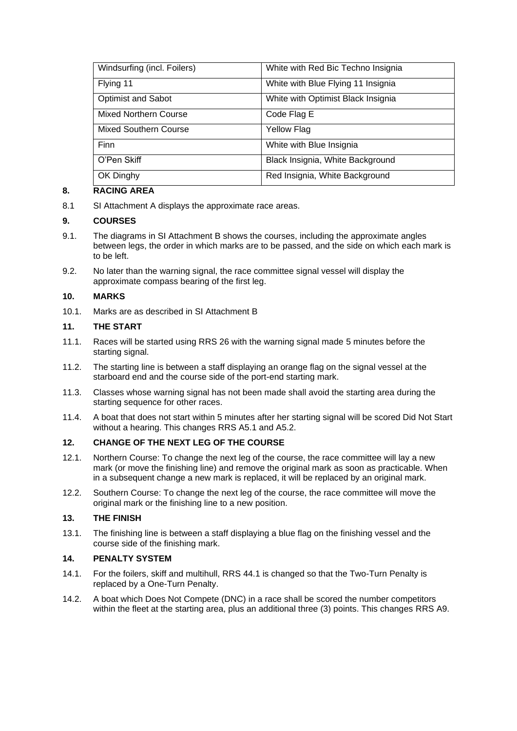| Windsurfing (incl. Foilers) | White with Red Bic Techno Insignia |
|---|---|
| Flying 11 | White with Blue Flying 11 Insignia |
| Optimist and Sabot | White with Optimist Black Insignia |
| Mixed Northern Course | Code Flag E |
| Mixed Southern Course | Yellow Flag |
| Finn | White with Blue Insignia |
| O'Pen Skiff | Black Insignia, White Background |
| OK Dinghy | Red Insignia, White Background |

## 8. RACING AREA

8.1 SI Attachment A displays the approximate race areas.

## 9. COURSES

9.1. The diagrams in SI Attachment B shows the courses, including the approximate angles between legs, the order in which marks are to be passed, and the side on which each mark is to be left.

9.2. No later than the warning signal, the race committee signal vessel will display the approximate compass bearing of the first leg.

## 10. MARKS

10.1. Marks are as described in SI Attachment B

## 11. THE START

11.1. Races will be started using RRS 26 with the warning signal made 5 minutes before the starting signal.

11.2. The starting line is between a staff displaying an orange flag on the signal vessel at the starboard end and the course side of the port-end starting mark.

11.3. Classes whose warning signal has not been made shall avoid the starting area during the starting sequence for other races.

11.4. A boat that does not start within 5 minutes after her starting signal will be scored Did Not Start without a hearing. This changes RRS A5.1 and A5.2.

## 12. CHANGE OF THE NEXT LEG OF THE COURSE

12.1. Northern Course: To change the next leg of the course, the race committee will lay a new mark (or move the finishing line) and remove the original mark as soon as practicable. When in a subsequent change a new mark is replaced, it will be replaced by an original mark.

12.2. Southern Course: To change the next leg of the course, the race committee will move the original mark or the finishing line to a new position.

## 13. THE FINISH

13.1. The finishing line is between a staff displaying a blue flag on the finishing vessel and the course side of the finishing mark.

## 14. PENALTY SYSTEM

14.1. For the foilers, skiff and multihull, RRS 44.1 is changed so that the Two-Turn Penalty is replaced by a One-Turn Penalty.

14.2. A boat which Does Not Compete (DNC) in a race shall be scored the number competitors within the fleet at the starting area, plus an additional three (3) points. This changes RRS A9.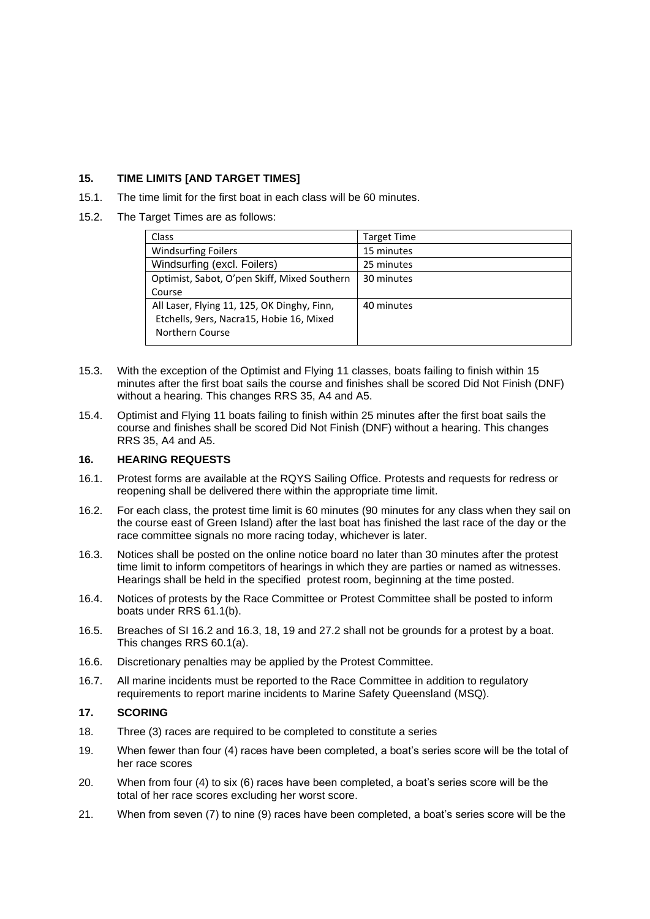## 15. TIME LIMITS [AND TARGET TIMES]

15.1. The time limit for the first boat in each class will be 60 minutes.

15.2. The Target Times are as follows:

| Class | Target Time |
|---|---|
| Windsurfing Foilers | 15 minutes |
| Windsurfing (excl. Foilers) | 25 minutes |
| Optimist, Sabot, O'pen Skiff, Mixed Southern Course | 30 minutes |
| All Laser, Flying 11, 125, OK Dinghy, Finn, Etchells, 9ers, Nacra15, Hobie 16, Mixed Northern Course | 40 minutes |

15.3. With the exception of the Optimist and Flying 11 classes, boats failing to finish within 15 minutes after the first boat sails the course and finishes shall be scored Did Not Finish (DNF) without a hearing. This changes RRS 35, A4 and A5.

15.4. Optimist and Flying 11 boats failing to finish within 25 minutes after the first boat sails the course and finishes shall be scored Did Not Finish (DNF) without a hearing. This changes RRS 35, A4 and A5.

## 16. HEARING REQUESTS

16.1. Protest forms are available at the RQYS Sailing Office. Protests and requests for redress or reopening shall be delivered there within the appropriate time limit.

16.2. For each class, the protest time limit is 60 minutes (90 minutes for any class when they sail on the course east of Green Island) after the last boat has finished the last race of the day or the race committee signals no more racing today, whichever is later.

16.3. Notices shall be posted on the online notice board no later than 30 minutes after the protest time limit to inform competitors of hearings in which they are parties or named as witnesses. Hearings shall be held in the specified protest room, beginning at the time posted.

16.4. Notices of protests by the Race Committee or Protest Committee shall be posted to inform boats under RRS 61.1(b).

16.5. Breaches of SI 16.2 and 16.3, 18, 19 and 27.2 shall not be grounds for a protest by a boat. This changes RRS 60.1(a).

16.6. Discretionary penalties may be applied by the Protest Committee.

16.7. All marine incidents must be reported to the Race Committee in addition to regulatory requirements to report marine incidents to Marine Safety Queensland (MSQ).

## 17. SCORING

18. Three (3) races are required to be completed to constitute a series

19. When fewer than four (4) races have been completed, a boat's series score will be the total of her race scores

20. When from four (4) to six (6) races have been completed, a boat's series score will be the total of her race scores excluding her worst score.

21. When from seven (7) to nine (9) races have been completed, a boat's series score will be the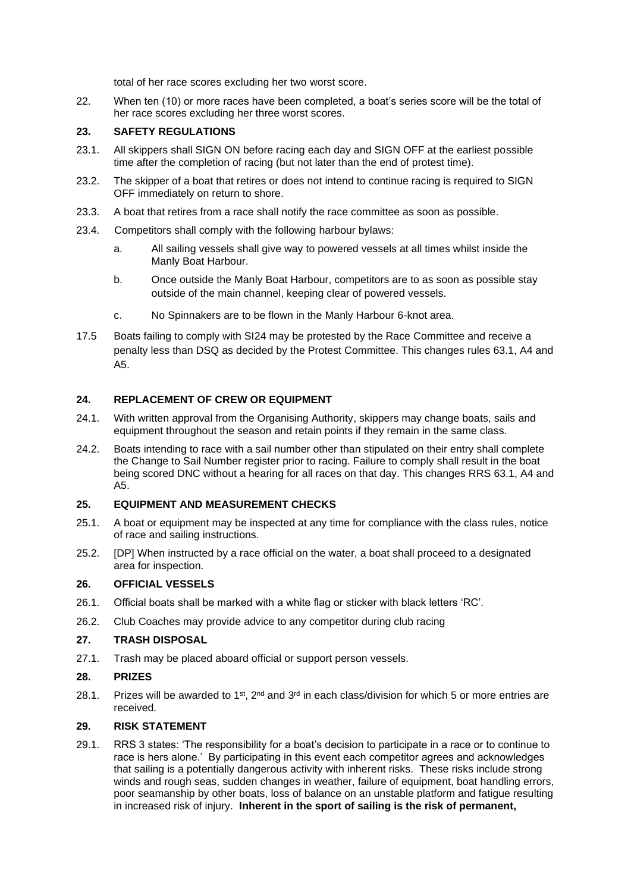total of her race scores excluding her two worst score.

22. When ten (10) or more races have been completed, a boat's series score will be the total of her race scores excluding her three worst scores.

## 23. SAFETY REGULATIONS

23.1. All skippers shall SIGN ON before racing each day and SIGN OFF at the earliest possible time after the completion of racing (but not later than the end of protest time).

23.2. The skipper of a boat that retires or does not intend to continue racing is required to SIGN OFF immediately on return to shore.

23.3. A boat that retires from a race shall notify the race committee as soon as possible.

23.4. Competitors shall comply with the following harbour bylaws:

a. All sailing vessels shall give way to powered vessels at all times whilst inside the Manly Boat Harbour.

b. Once outside the Manly Boat Harbour, competitors are to as soon as possible stay outside of the main channel, keeping clear of powered vessels.

c. No Spinnakers are to be flown in the Manly Harbour 6-knot area.

17.5 Boats failing to comply with SI24 may be protested by the Race Committee and receive a penalty less than DSQ as decided by the Protest Committee. This changes rules 63.1, A4 and A5.

## 24. REPLACEMENT OF CREW OR EQUIPMENT

24.1. With written approval from the Organising Authority, skippers may change boats, sails and equipment throughout the season and retain points if they remain in the same class.

24.2. Boats intending to race with a sail number other than stipulated on their entry shall complete the Change to Sail Number register prior to racing. Failure to comply shall result in the boat being scored DNC without a hearing for all races on that day. This changes RRS 63.1, A4 and A5.

## 25. EQUIPMENT AND MEASUREMENT CHECKS

25.1. A boat or equipment may be inspected at any time for compliance with the class rules, notice of race and sailing instructions.

25.2. [DP] When instructed by a race official on the water, a boat shall proceed to a designated area for inspection.

## 26. OFFICIAL VESSELS

26.1. Official boats shall be marked with a white flag or sticker with black letters 'RC'.

26.2. Club Coaches may provide advice to any competitor during club racing

## 27. TRASH DISPOSAL

27.1. Trash may be placed aboard official or support person vessels.

## 28. PRIZES

28.1. Prizes will be awarded to 1st, 2nd and 3rd in each class/division for which 5 or more entries are received.

## 29. RISK STATEMENT

29.1. RRS 3 states: 'The responsibility for a boat's decision to participate in a race or to continue to race is hers alone.' By participating in this event each competitor agrees and acknowledges that sailing is a potentially dangerous activity with inherent risks. These risks include strong winds and rough seas, sudden changes in weather, failure of equipment, boat handling errors, poor seamanship by other boats, loss of balance on an unstable platform and fatigue resulting in increased risk of injury. **Inherent in the sport of sailing is the risk of permanent,**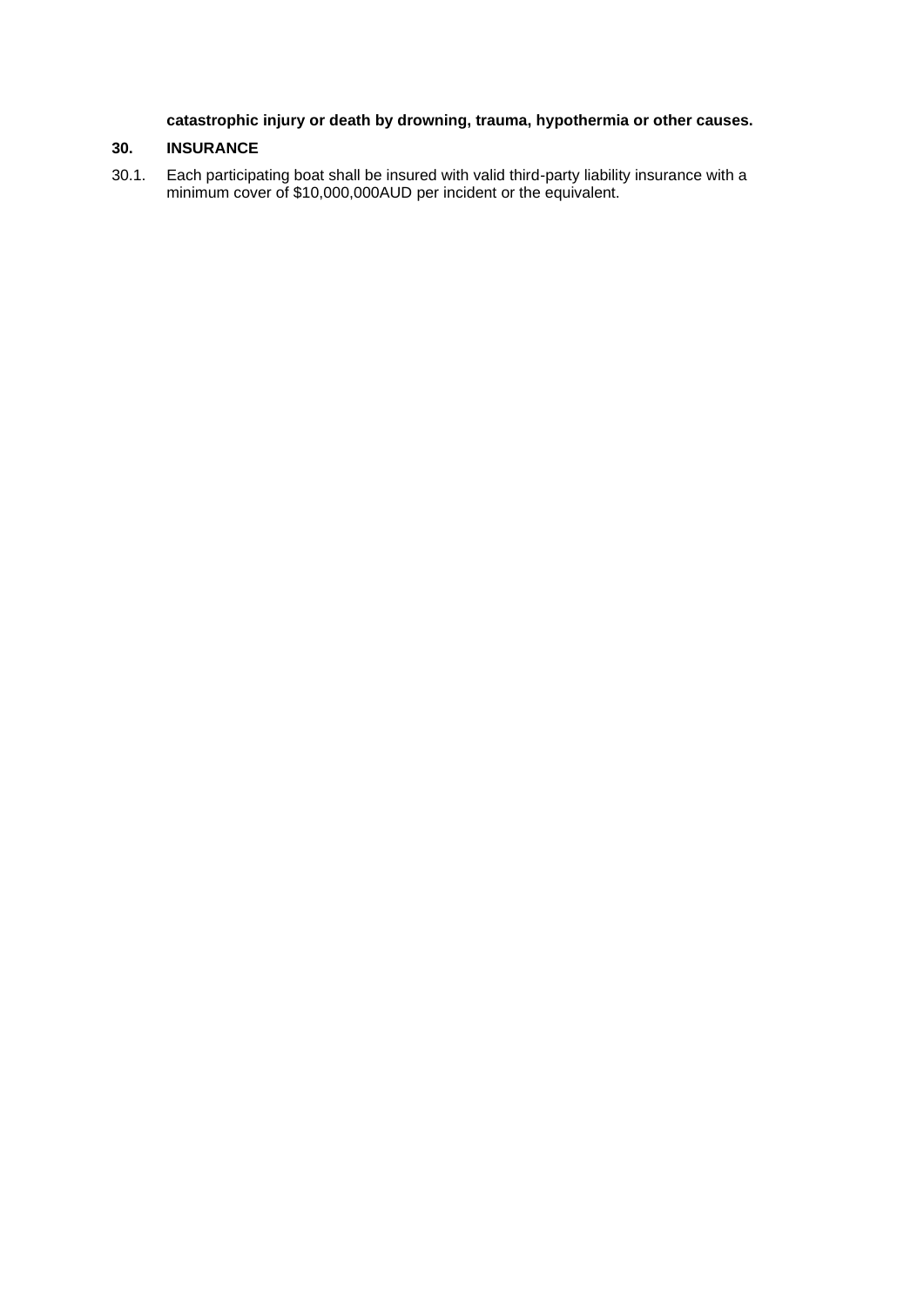**catastrophic injury or death by drowning, trauma, hypothermia or other causes.**

## 30. INSURANCE

30.1. Each participating boat shall be insured with valid third-party liability insurance with a minimum cover of $10,000,000AUD per incident or the equivalent.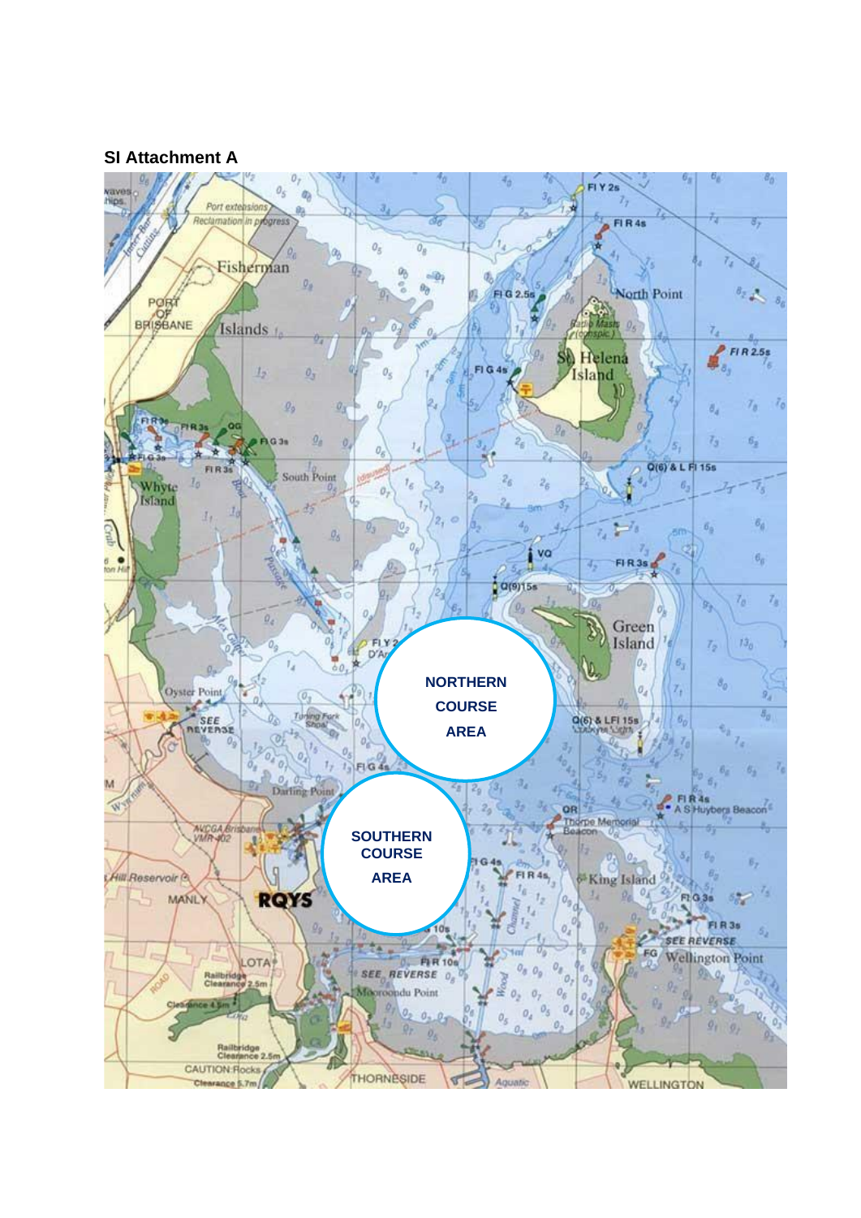**SI Attachment A**

NORTHERN COURSE AREA

SOUTHERN COURSE AREA

RQYS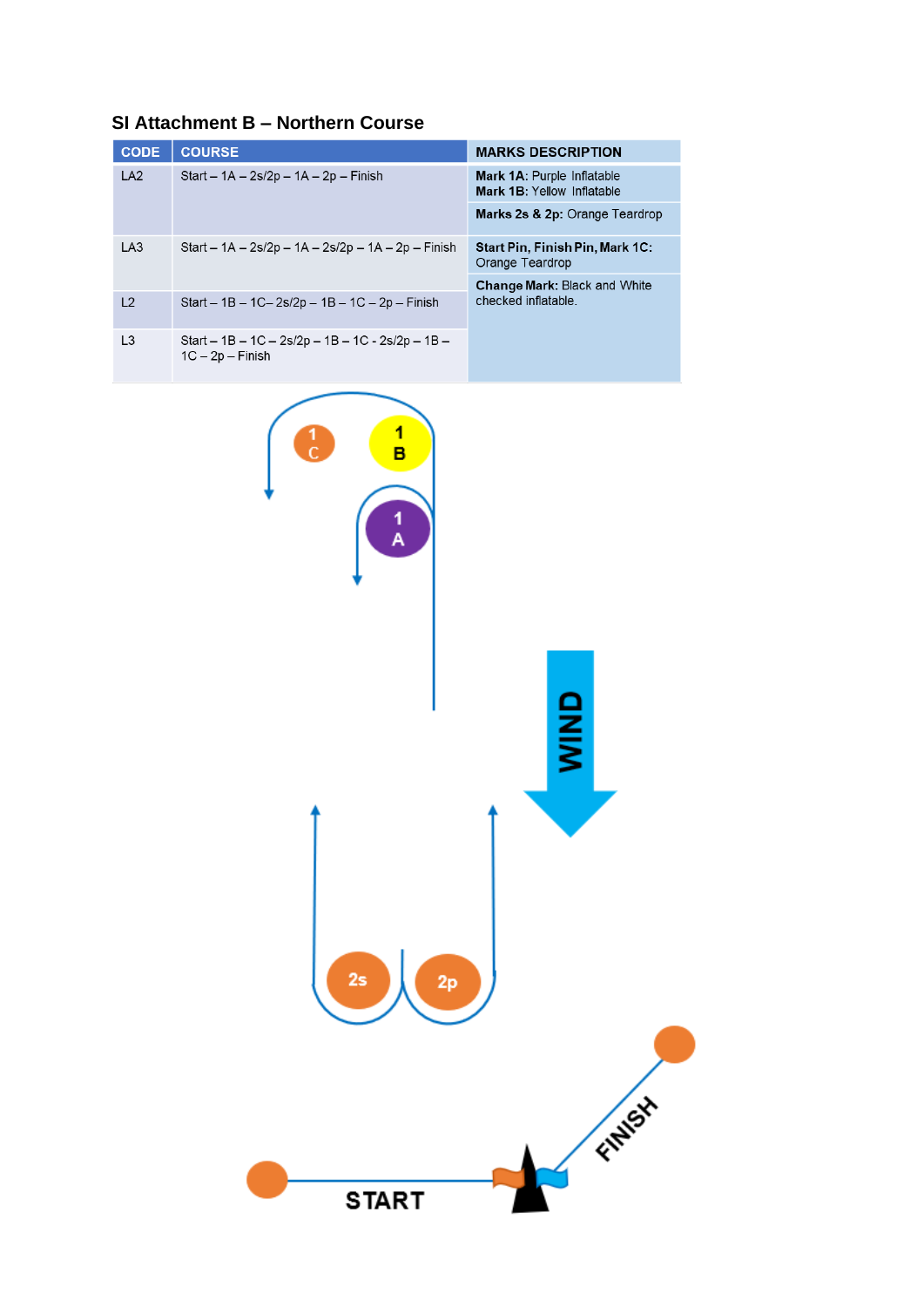### SI Attachment B – Northern Course

| CODE | COURSE | MARKS DESCRIPTION |
|---|---|---|
| LA2 | Start – 1A – 2s/2p – 1A – 2p – Finish | **Mark 1A**: Purple Inflatable<br>**Mark 1B**: Yellow Inflatable<br>**Marks 2s & 2p**: Orange Teardrop |
| LA3 | Start – 1A – 2s/2p – 1A – 2s/2p – 1A – 2p – Finish | **Start Pin, Finish Pin, Mark 1C**: Orange Teardrop<br>**Change Mark**: Black and White checked inflatable. |
| L2 | Start – 1B – 1C– 2s/2p – 1B – 1C – 2p – Finish | |
| L3 | Start – 1B – 1C – 2s/2p – 1B – 1C - 2s/2p – 1B – 1C – 2p – Finish | |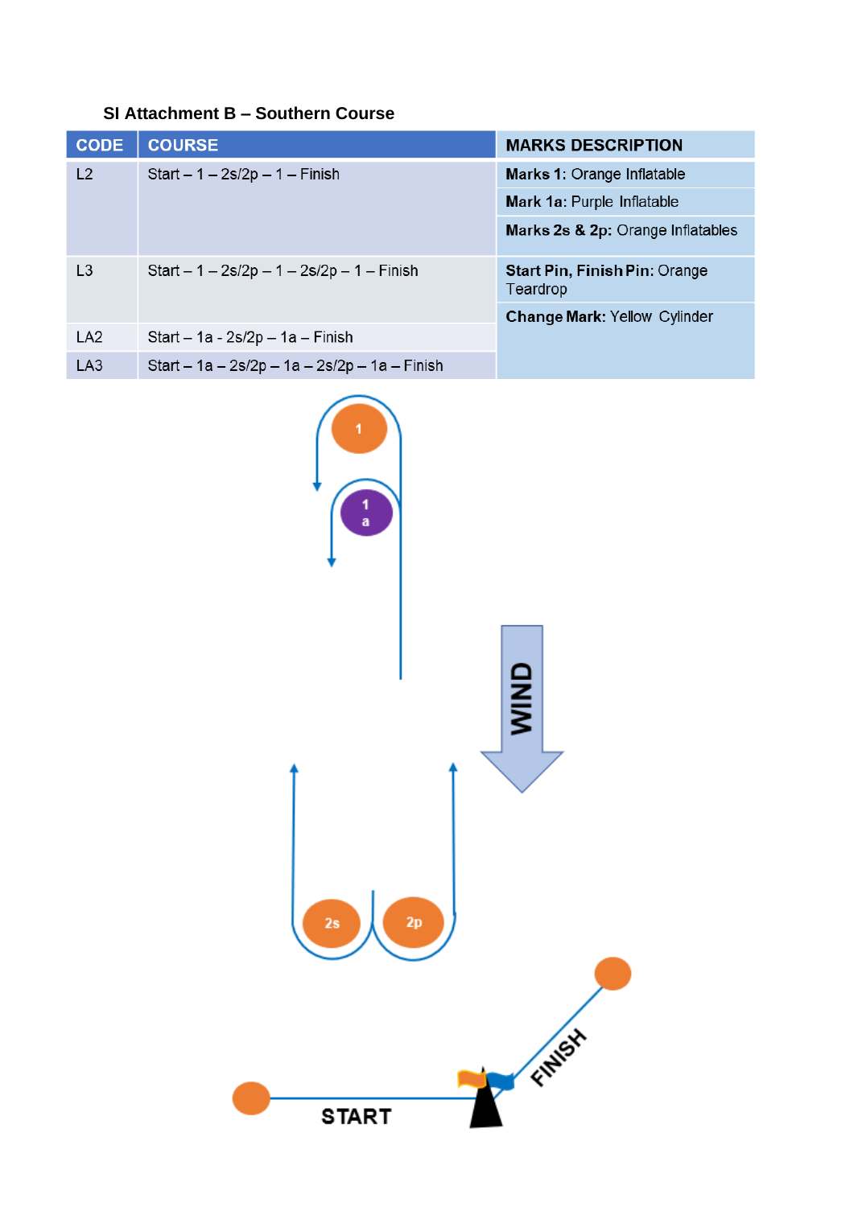## SI Attachment B – Southern Course

| CODE | COURSE | MARKS DESCRIPTION |
| --- | --- | --- |
| L2 | Start – 1 – 2s/2p – 1 – Finish | **Marks 1:** Orange Inflatable<br>**Mark 1a:** Purple Inflatable<br>**Marks 2s & 2p:** Orange Inflatables |
| L3 | Start – 1 – 2s/2p – 1 – 2s/2p – 1 – Finish | **Start Pin, Finish Pin:** Orange Teardrop<br>**Change Mark:** Yellow Cylinder |
| LA2 | Start – 1a - 2s/2p – 1a – Finish | |
| LA3 | Start – 1a – 2s/2p – 1a – 2s/2p – 1a – Finish | |

1

1a

WIND

2s

2p

FINISH

START